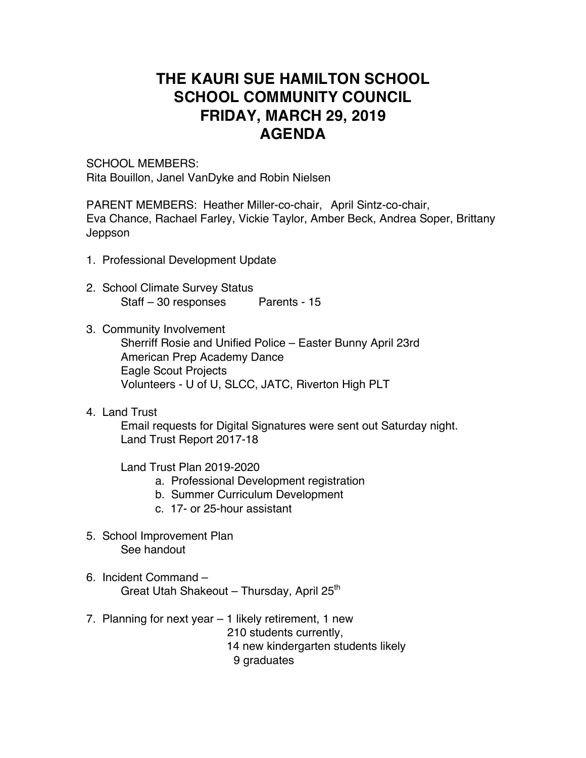# THE KAURI SUE HAMILTON SCHOOL
# SCHOOL COMMUNITY COUNCIL
# FRIDAY, MARCH 29, 2019
# AGENDA

SCHOOL MEMBERS:
Rita Bouillon, Janel VanDyke and Robin Nielsen

PARENT MEMBERS: Heather Miller-co-chair, April Sintz-co-chair, Eva Chance, Rachael Farley, Vickie Taylor, Amber Beck, Andrea Soper, Brittany Jeppson

1. Professional Development Update

2. School Climate Survey Status
   Staff – 30 responses    Parents - 15

3. Community Involvement
   Sherriff Rosie and Unified Police – Easter Bunny April 23rd
   American Prep Academy Dance
   Eagle Scout Projects
   Volunteers - U of U, SLCC, JATC, Riverton High PLT

4. Land Trust
   Email requests for Digital Signatures were sent out Saturday night.
   Land Trust Report 2017-18

   Land Trust Plan 2019-2020
   a. Professional Development registration
   b. Summer Curriculum Development
   c. 17- or 25-hour assistant

5. School Improvement Plan
   See handout

6. Incident Command –
   Great Utah Shakeout – Thursday, April 25th

7. Planning for next year – 1 likely retirement, 1 new
   210 students currently,
   14 new kindergarten students likely
   9 graduates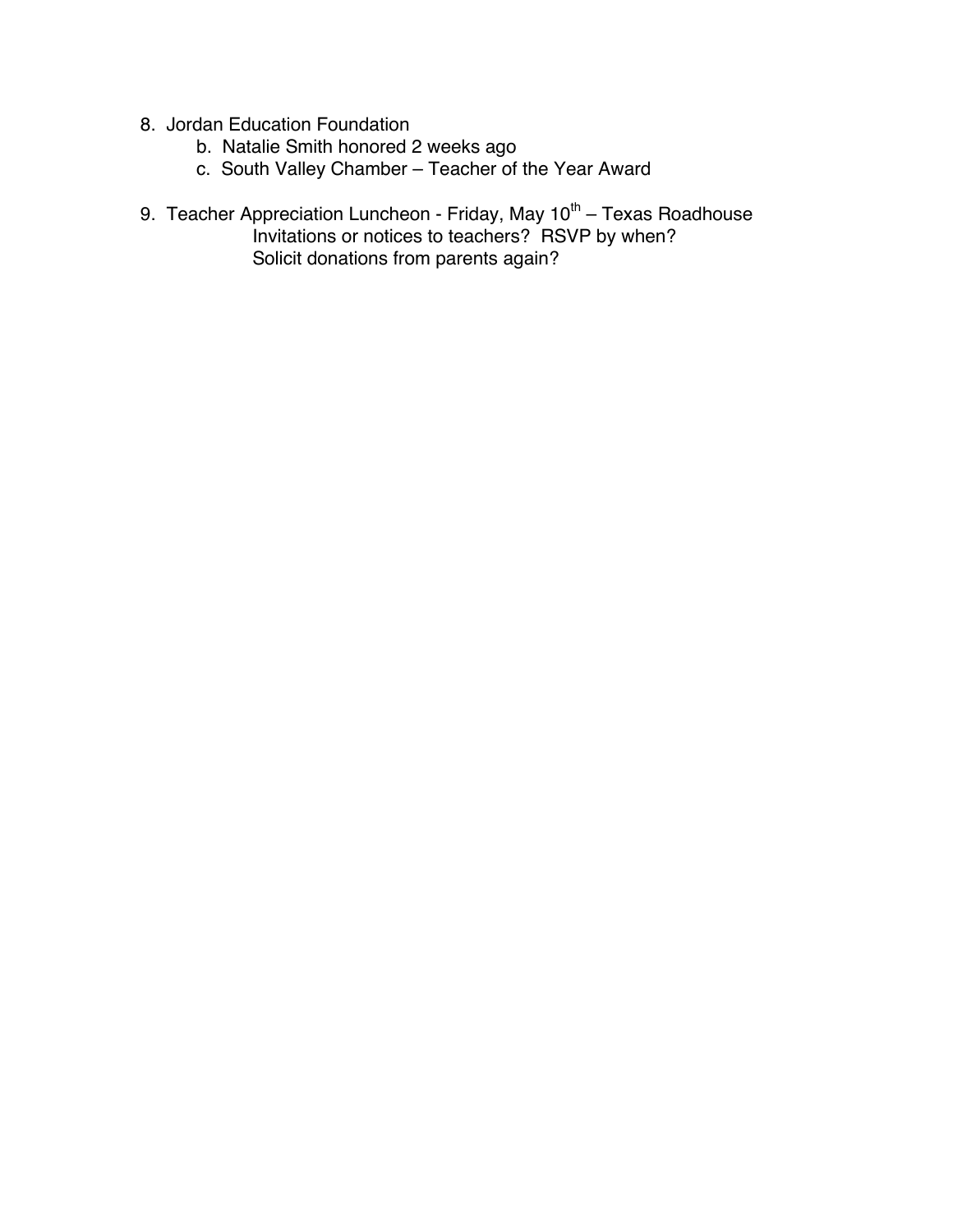8. Jordan Education Foundation
    b. Natalie Smith honored 2 weeks ago
    c. South Valley Chamber – Teacher of the Year Award

9. Teacher Appreciation Luncheon - Friday, May 10th – Texas Roadhouse
    Invitations or notices to teachers? RSVP by when?
    Solicit donations from parents again?